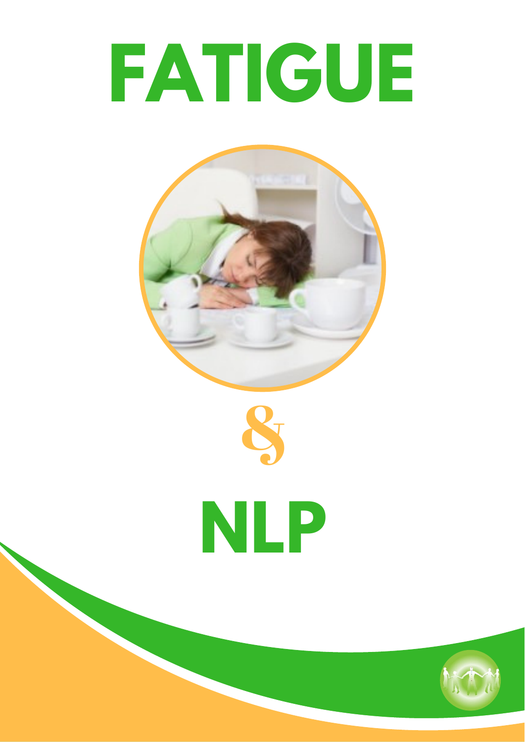# FATIGUE

&

# NLP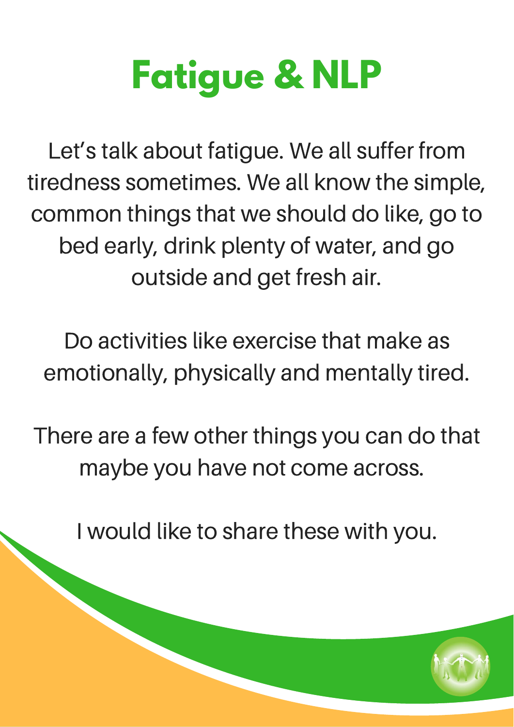# Fatigue & NLP

Let's talk about fatigue. We all suffer from tiredness sometimes. We all know the simple, common things that we should do like, go to bed early, drink plenty of water, and go outside and get fresh air.

Do activities like exercise that make as emotionally, physically and mentally tired.

There are a few other things you can do that maybe you have not come across.

I would like to share these with you.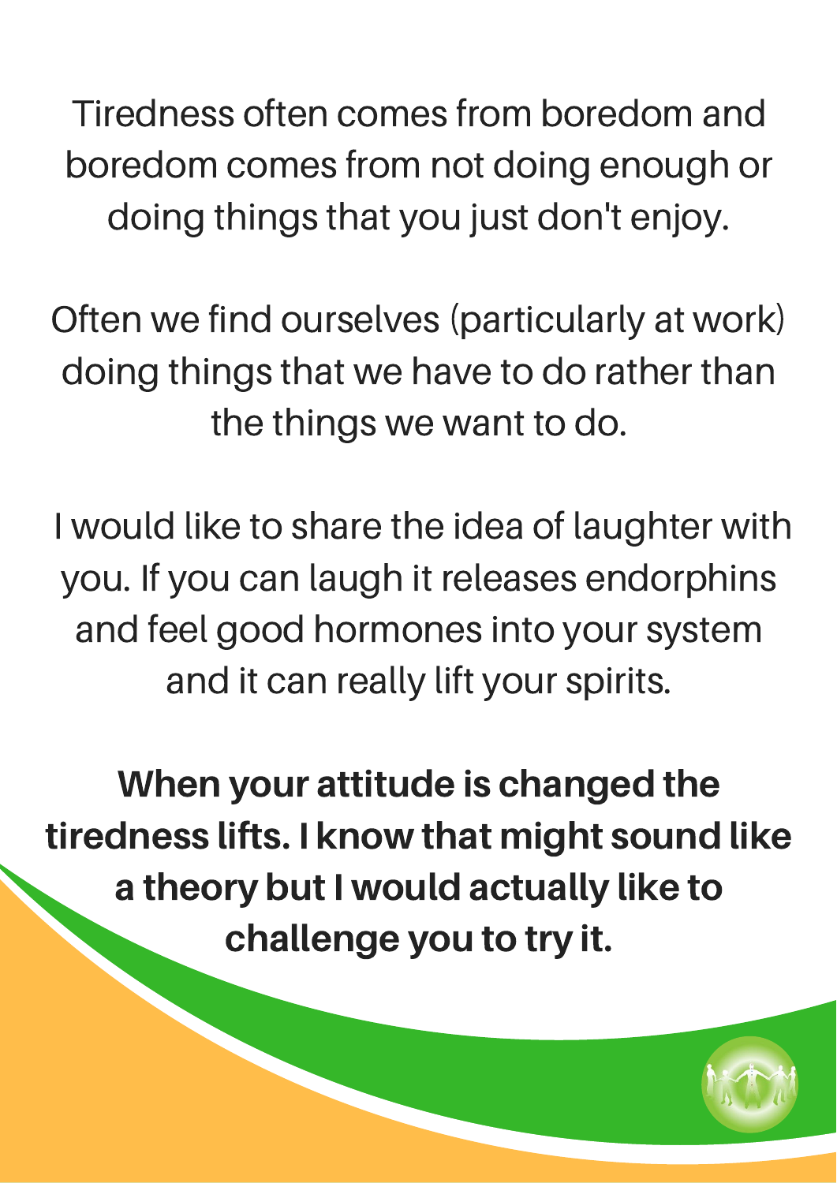Tiredness often comes from boredom and boredom comes from not doing enough or doing things that you just don't enjoy.

Often we find ourselves (particularly at work) doing things that we have to do rather than the things we want to do.

I would like to share the idea of laughter with you. If you can laugh it releases endorphins and feel good hormones into your system and it can really lift your spirits.

**When your attitude is changed the tiredness lifts. I know that might sound like a theory but I would actually like to challenge you to try it.**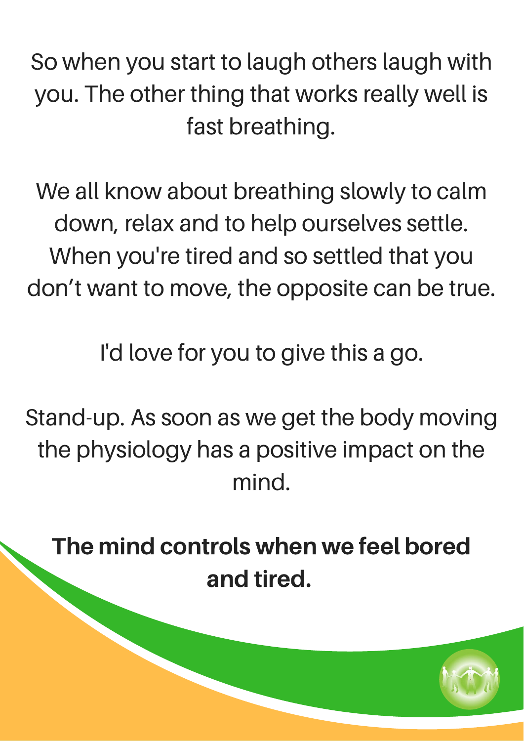So when you start to laugh others laugh with you. The other thing that works really well is fast breathing.

We all know about breathing slowly to calm down, relax and to help ourselves settle. When you're tired and so settled that you don’t want to move, the opposite can be true.

I'd love for you to give this a go.

Stand-up. As soon as we get the body moving the physiology has a positive impact on the mind.

**The mind controls when we feel bored and tired.**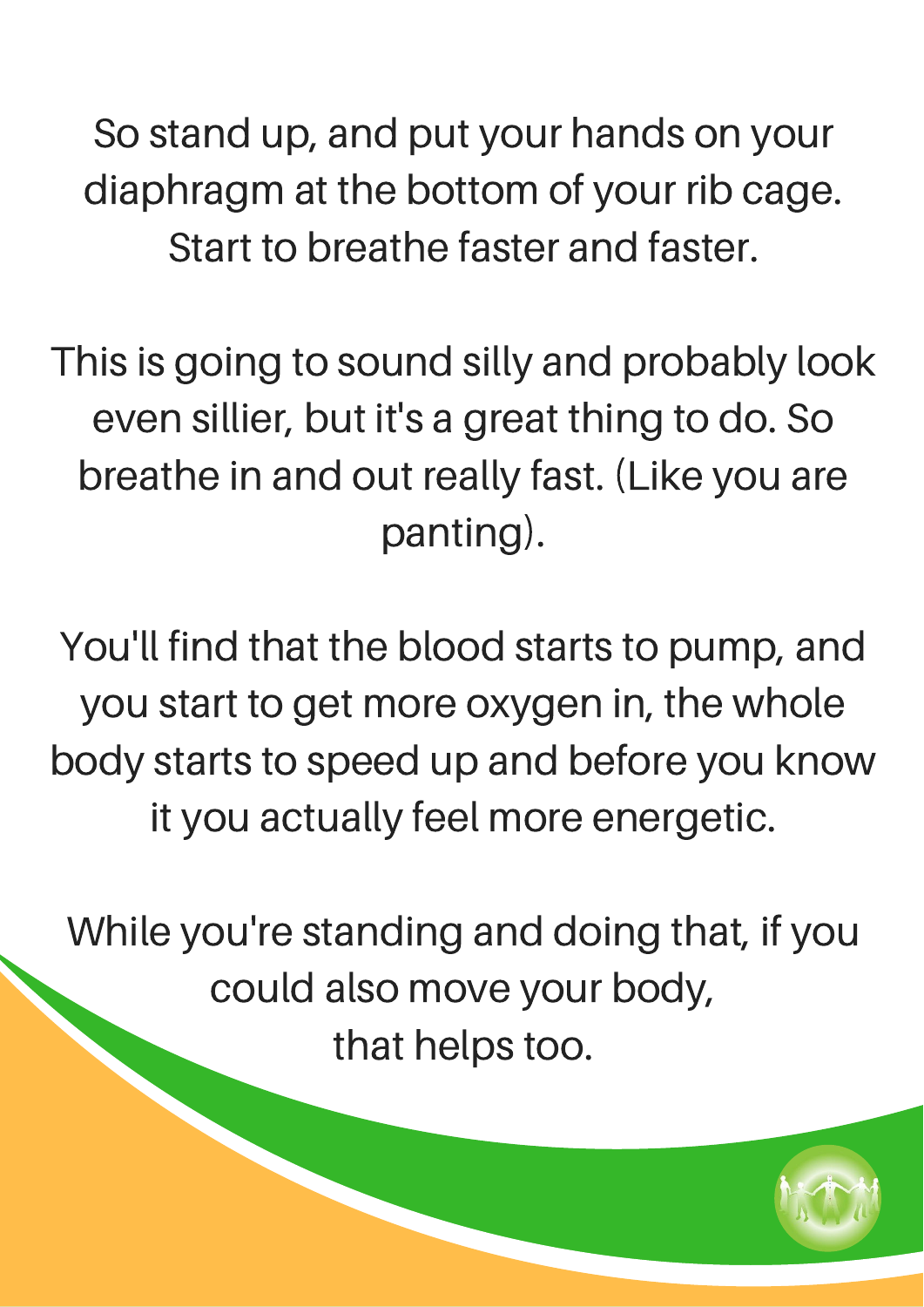So stand up, and put your hands on your diaphragm at the bottom of your rib cage. Start to breathe faster and faster.

This is going to sound silly and probably look even sillier, but it's a great thing to do. So breathe in and out really fast. (Like you are panting).

You'll find that the blood starts to pump, and you start to get more oxygen in, the whole body starts to speed up and before you know it you actually feel more energetic.

While you're standing and doing that, if you could also move your body, that helps too.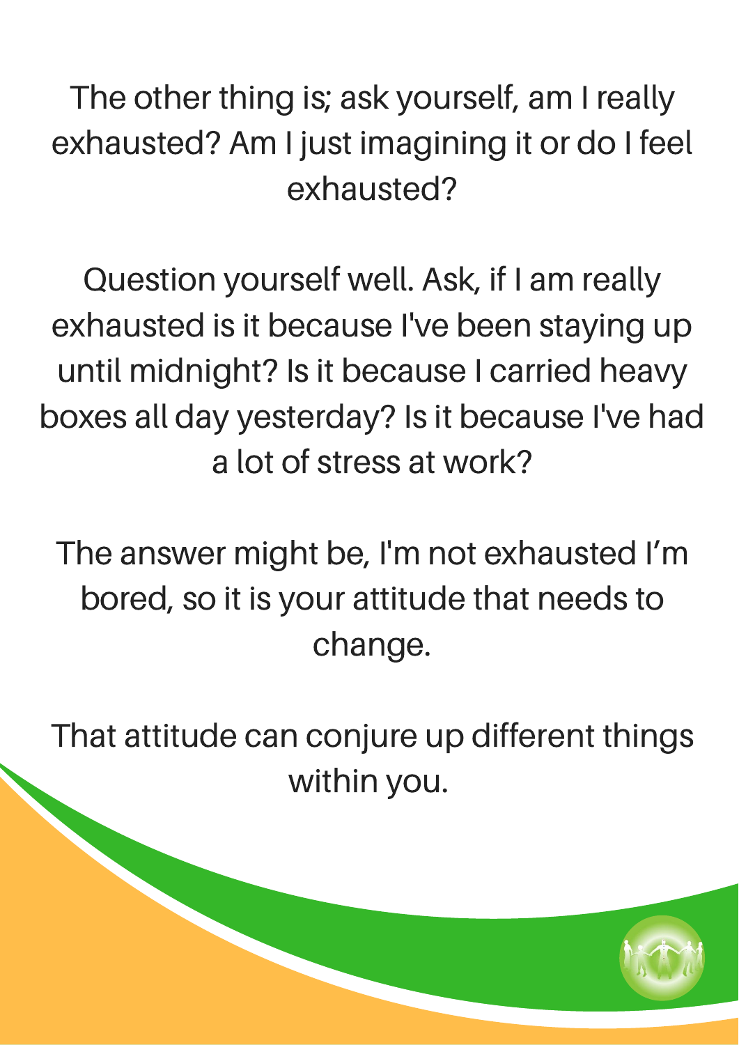The other thing is; ask yourself, am I really exhausted? Am I just imagining it or do I feel exhausted?

Question yourself well. Ask, if I am really exhausted is it because I've been staying up until midnight? Is it because I carried heavy boxes all day yesterday? Is it because I've had a lot of stress at work?

The answer might be, I'm not exhausted I'm bored, so it is your attitude that needs to change.

That attitude can conjure up different things within you.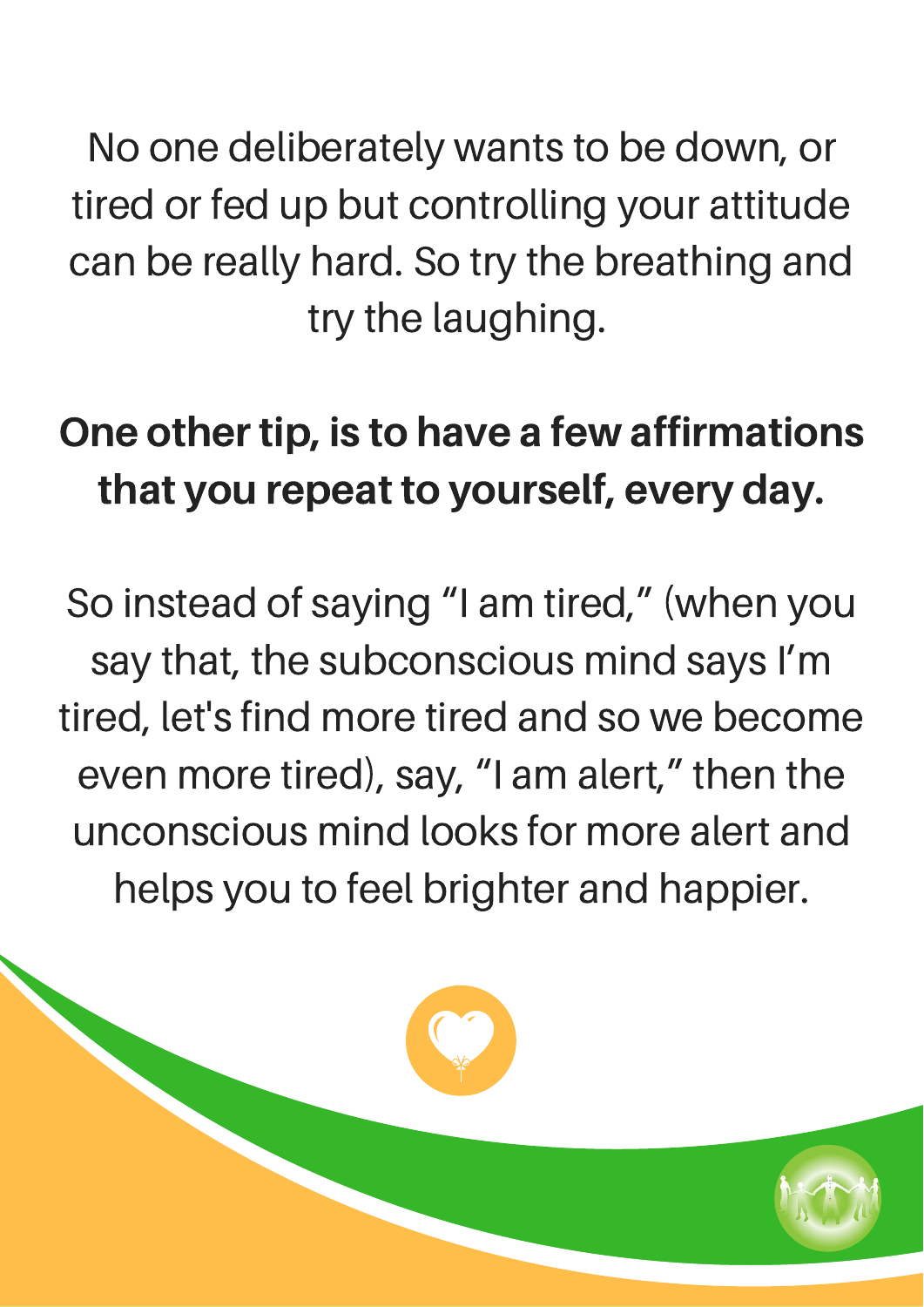No one deliberately wants to be down, or tired or fed up but controlling your attitude can be really hard. So try the breathing and try the laughing.

**One other tip, is to have a few affirmations that you repeat to yourself, every day.**

So instead of saying “I am tired,” (when you say that, the subconscious mind says I’m tired, let's find more tired and so we become even more tired), say, “I am alert,” then the unconscious mind looks for more alert and helps you to feel brighter and happier.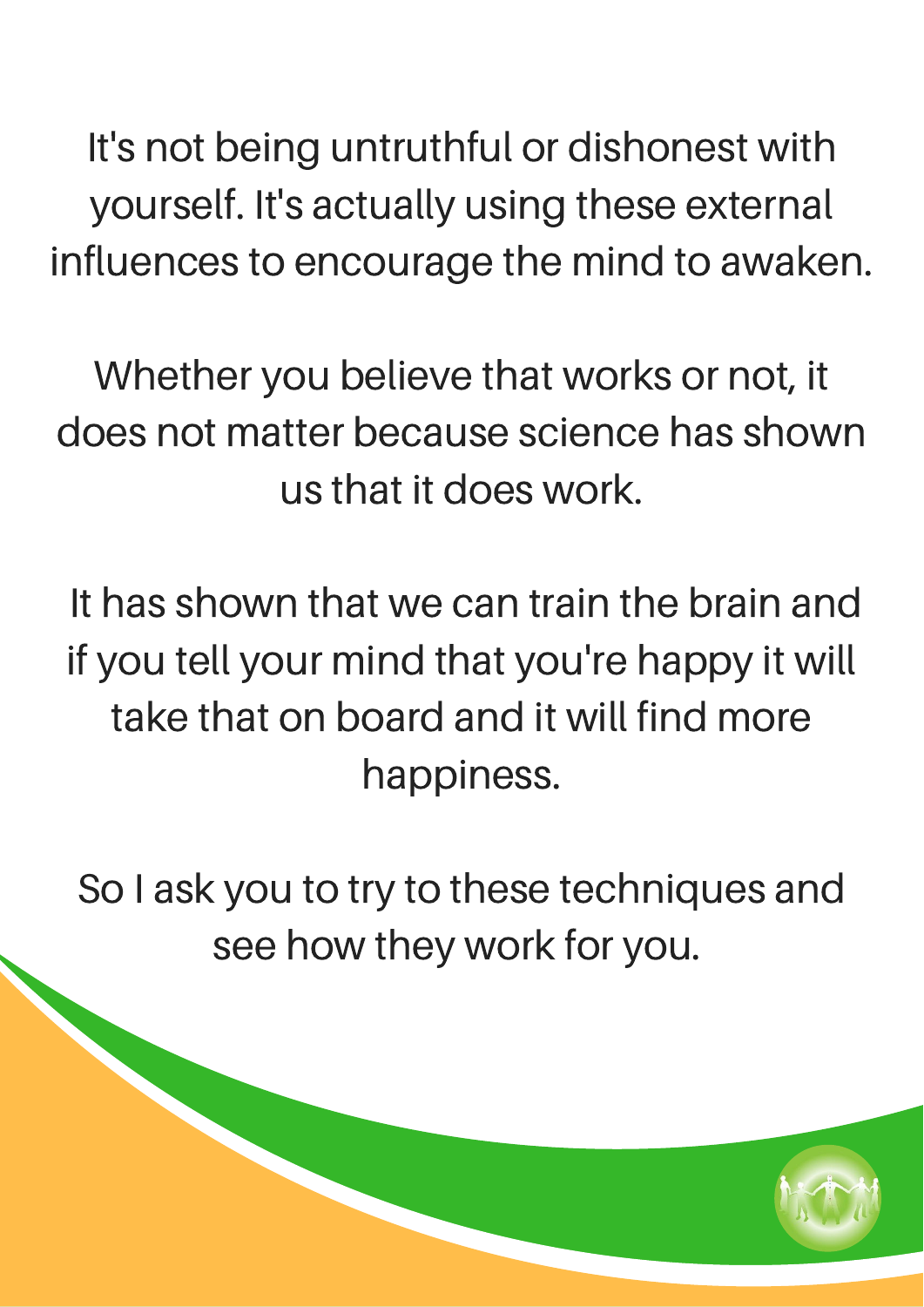It's not being untruthful or dishonest with yourself. It's actually using these external influences to encourage the mind to awaken.

Whether you believe that works or not, it does not matter because science has shown us that it does work.

It has shown that we can train the brain and if you tell your mind that you're happy it will take that on board and it will find more happiness.

So I ask you to try to these techniques and see how they work for you.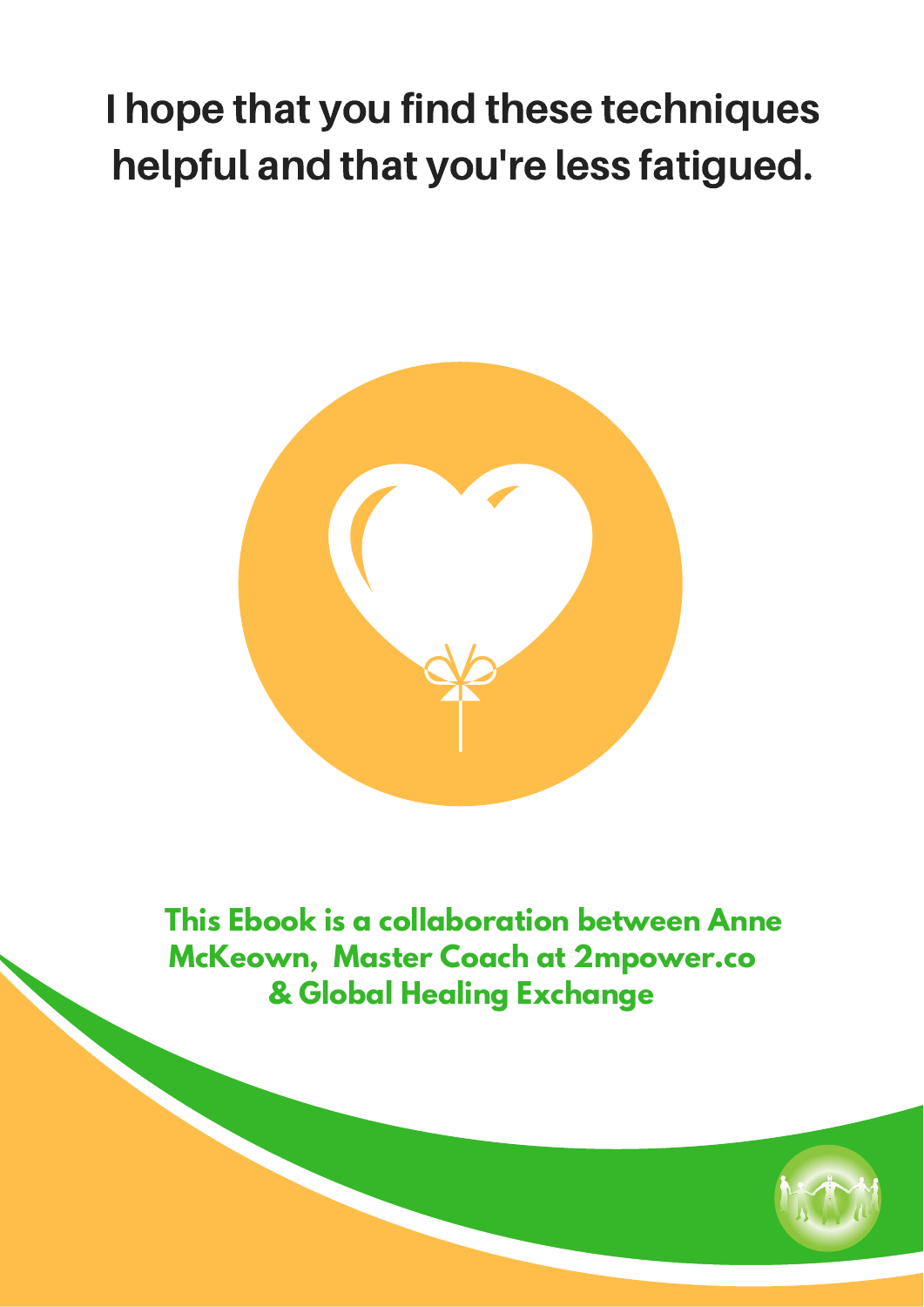# I hope that you find these techniques helpful and that you're less fatigued.

**This Ebook is a collaboration between Anne McKeown, Master Coach at 2mpower.co & Global Healing Exchange**